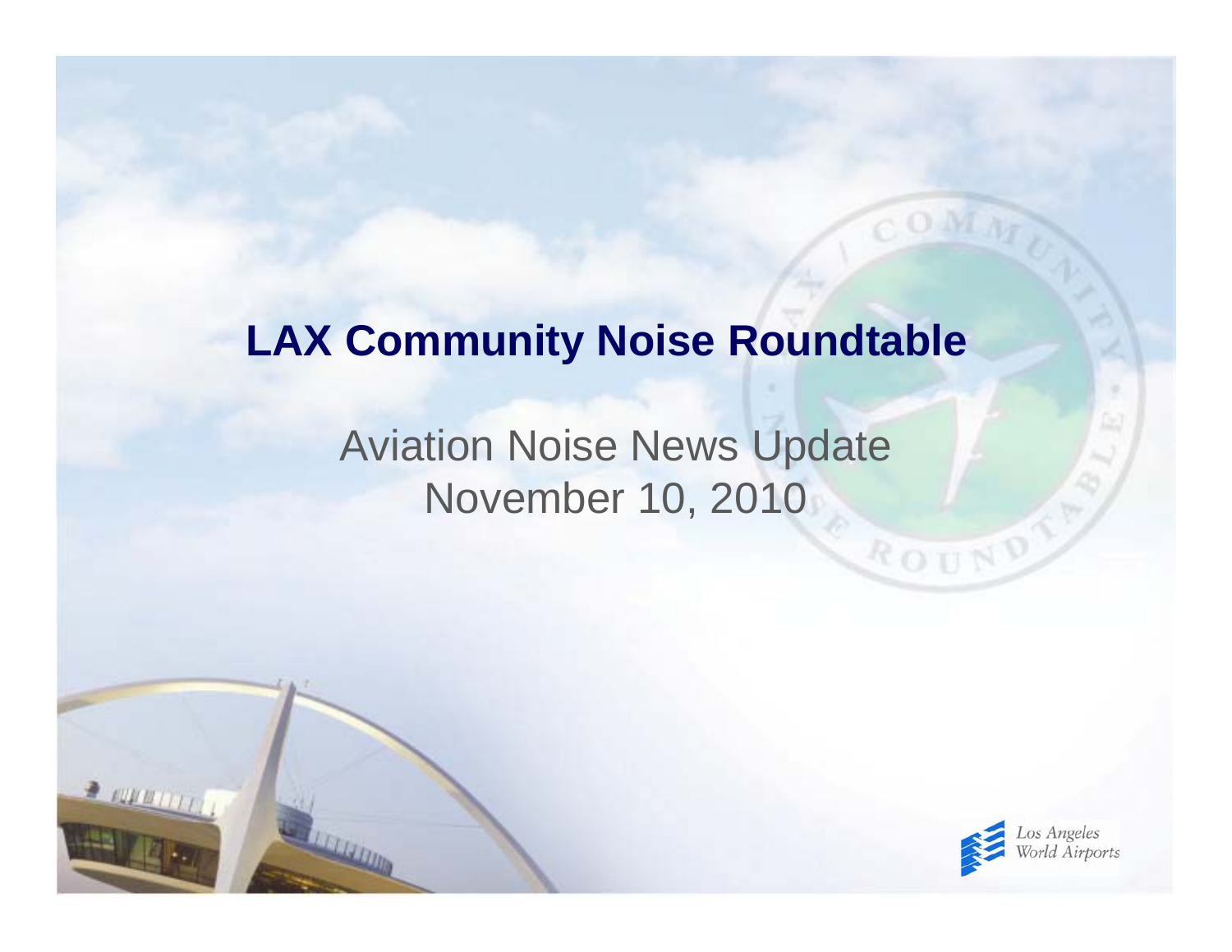# LAX Community Noise Roundtable

## Aviation Noise News Update
November 10, 2010

Los Angeles World Airports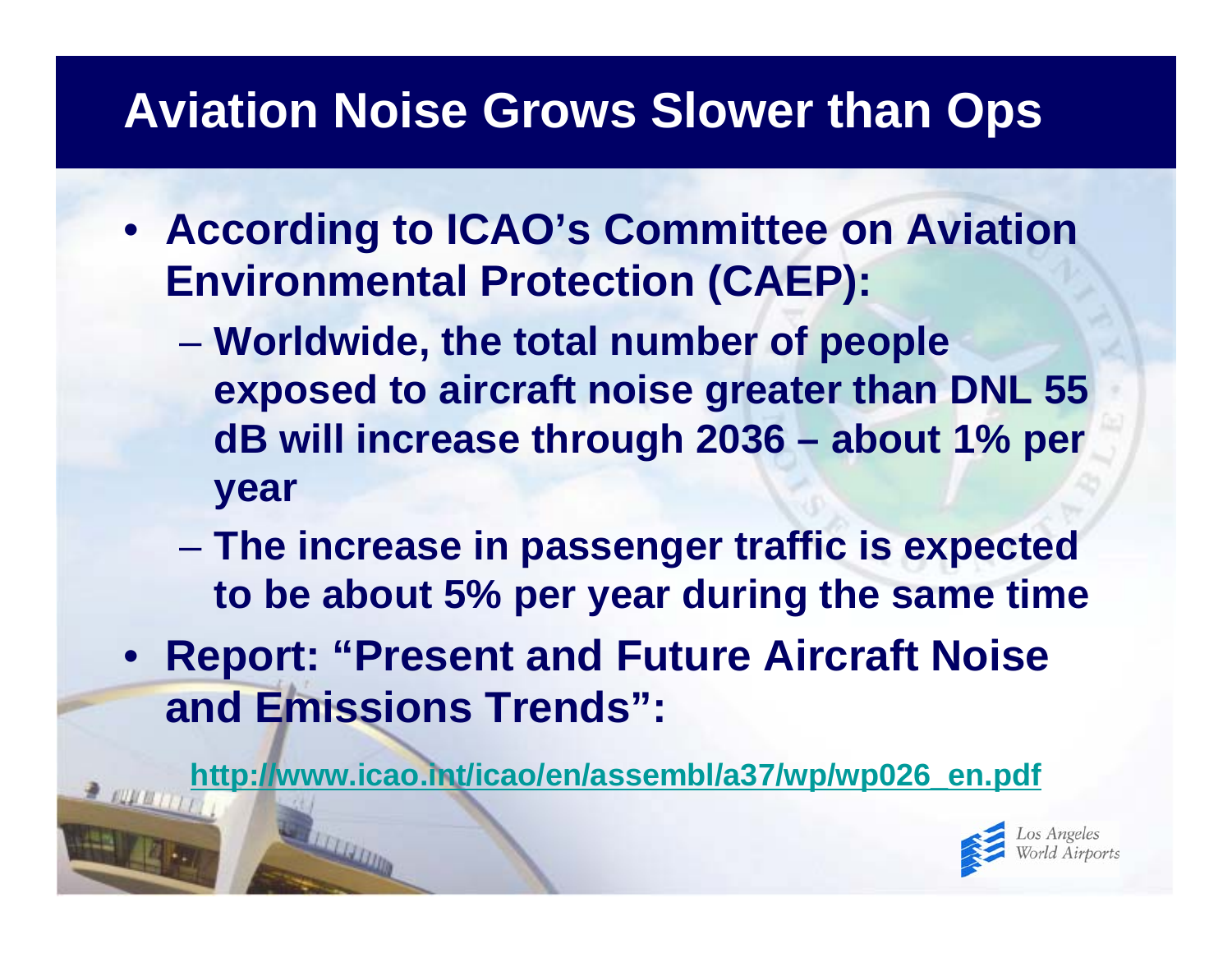# Aviation Noise Grows Slower than Ops

- **According to ICAO's Committee on Aviation Environmental Protection (CAEP):**
  - **Worldwide, the total number of people exposed to aircraft noise greater than DNL 55 dB will increase through 2036 – about 1% per year**
  - **The increase in passenger traffic is expected to be about 5% per year during the same time**
- **Report: "Present and Future Aircraft Noise and Emissions Trends":**

  **http://www.icao.int/icao/en/assembl/a37/wp/wp026_en.pdf**

Los Angeles World Airports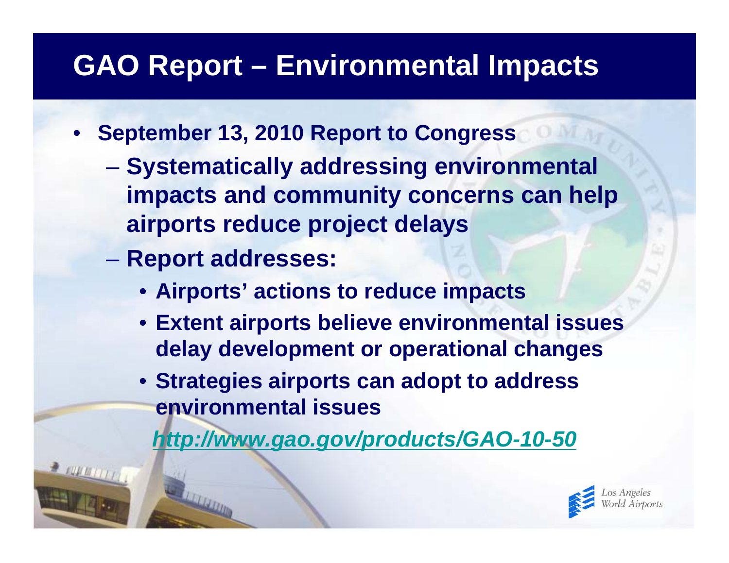# GAO Report – Environmental Impacts

- **September 13, 2010 Report to Congress**
  - **Systematically addressing environmental impacts and community concerns can help airports reduce project delays**
  - **Report addresses:**
    - **Airports' actions to reduce impacts**
    - **Extent airports believe environmental issues delay development or operational changes**
    - **Strategies airports can adopt to address environmental issues**

    ***http://www.gao.gov/products/GAO-10-50***

Los Angeles World Airports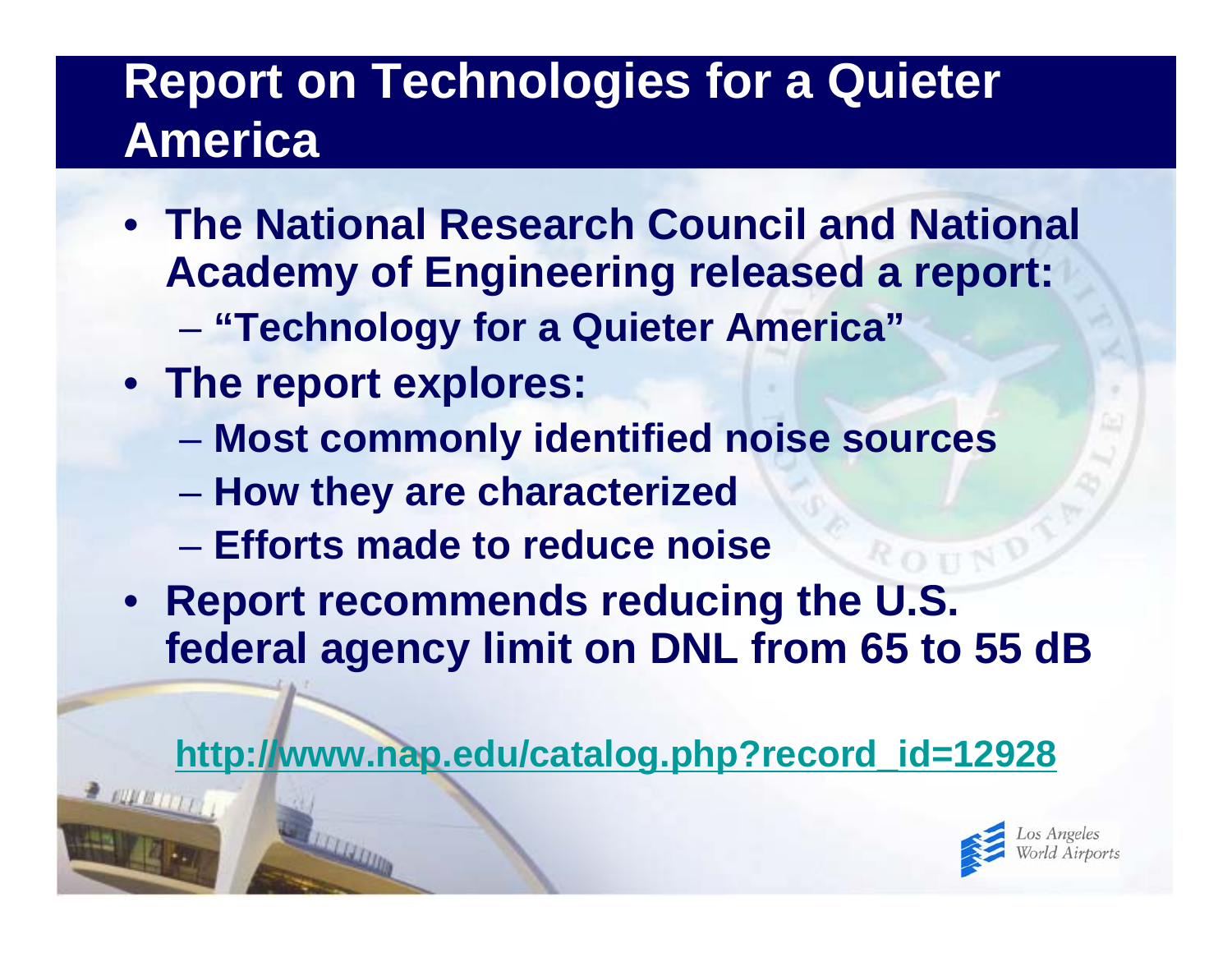# Report on Technologies for a Quieter America

- **The National Research Council and National Academy of Engineering released a report:**
  - **"Technology for a Quieter America"**
- **The report explores:**
  - **Most commonly identified noise sources**
  - **How they are characterized**
  - **Efforts made to reduce noise**
- **Report recommends reducing the U.S. federal agency limit on DNL from 65 to 55 dB**

**http://www.nap.edu/catalog.php?record_id=12928**

Los Angeles World Airports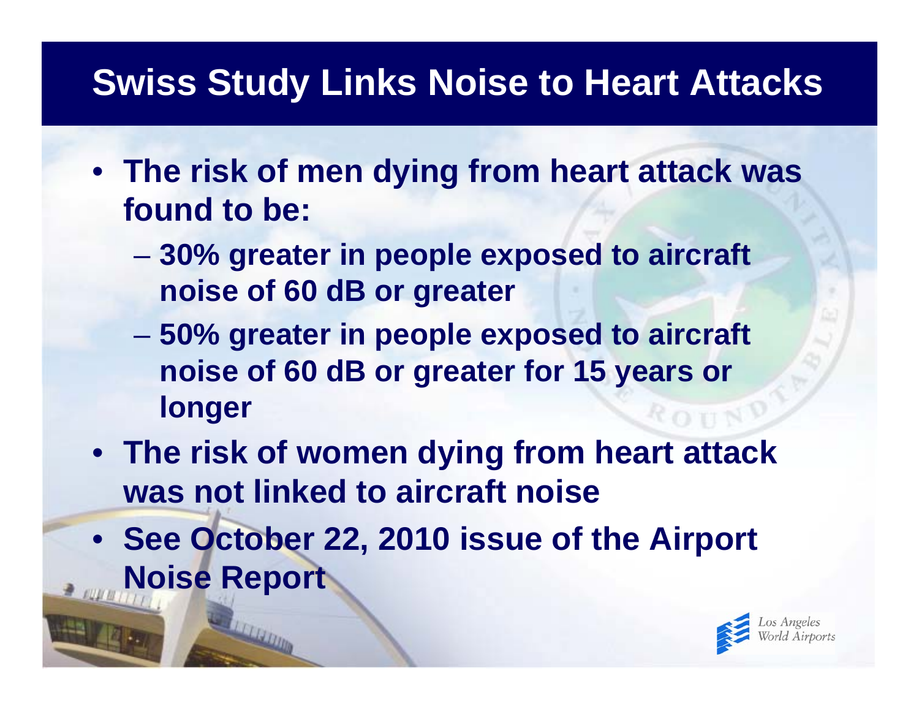# Swiss Study Links Noise to Heart Attacks

- The risk of men dying from heart attack was found to be:
  - 30% greater in people exposed to aircraft noise of 60 dB or greater
  - 50% greater in people exposed to aircraft noise of 60 dB or greater for 15 years or longer
- The risk of women dying from heart attack was not linked to aircraft noise
- See October 22, 2010 issue of the Airport Noise Report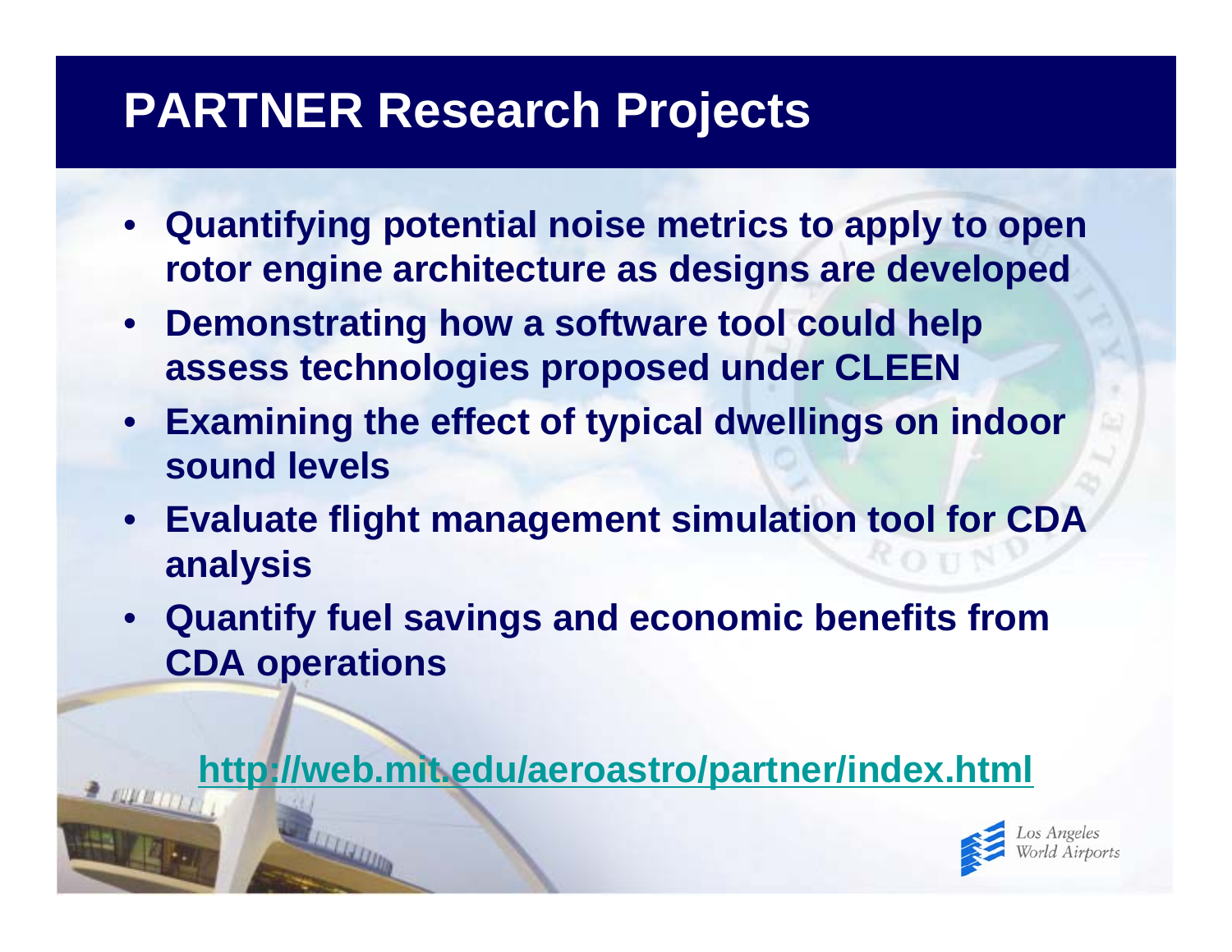# PARTNER Research Projects

- Quantifying potential noise metrics to apply to open rotor engine architecture as designs are developed
- Demonstrating how a software tool could help assess technologies proposed under CLEEN
- Examining the effect of typical dwellings on indoor sound levels
- Evaluate flight management simulation tool for CDA analysis
- Quantify fuel savings and economic benefits from CDA operations

http://web.mit.edu/aeroastro/partner/index.html

Los Angeles World Airports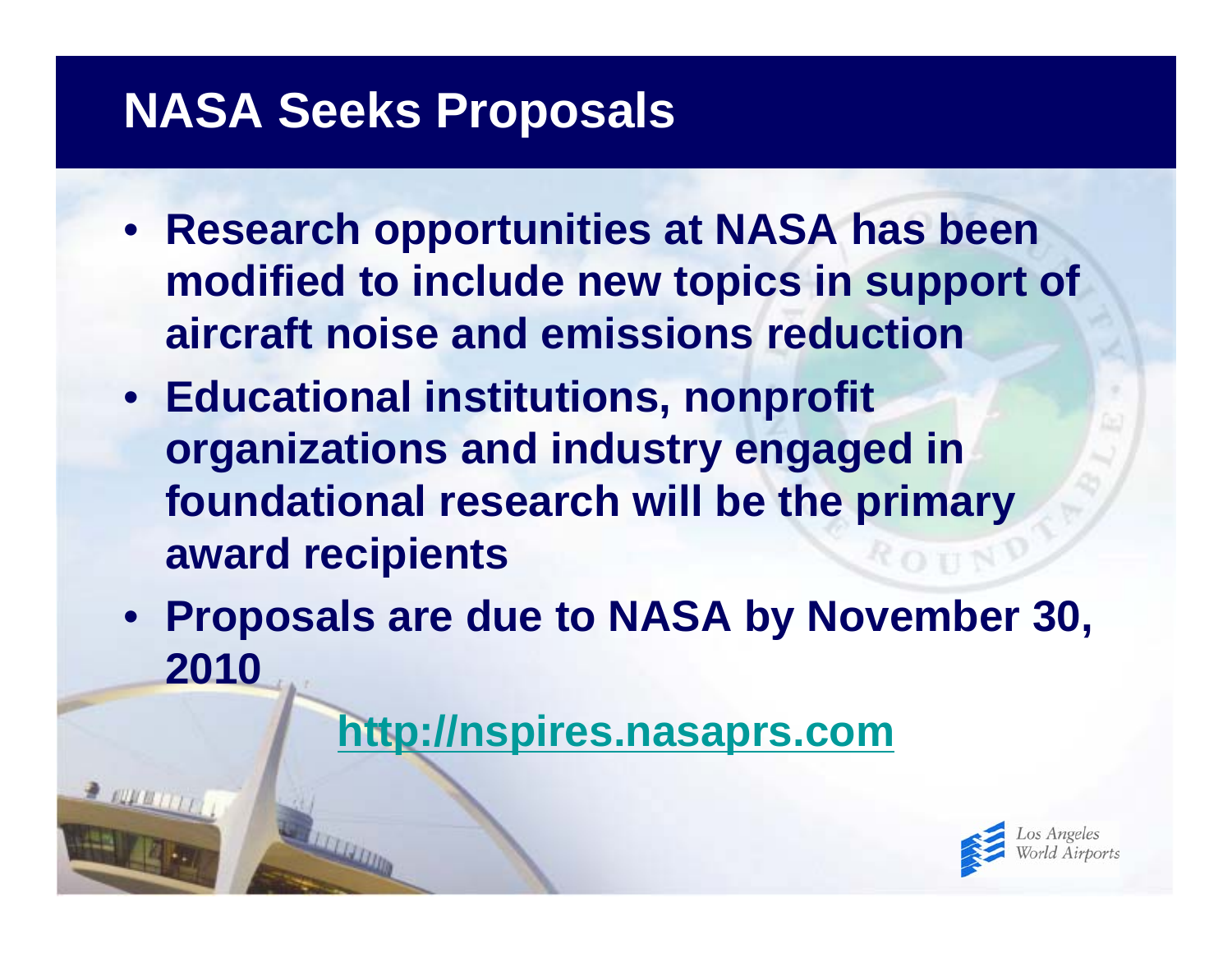# NASA Seeks Proposals

- **Research opportunities at NASA has been modified to include new topics in support of aircraft noise and emissions reduction**
- **Educational institutions, nonprofit organizations and industry engaged in foundational research will be the primary award recipients**
- **Proposals are due to NASA by November 30, 2010**

**http://nspires.nasaprs.com**

Los Angeles World Airports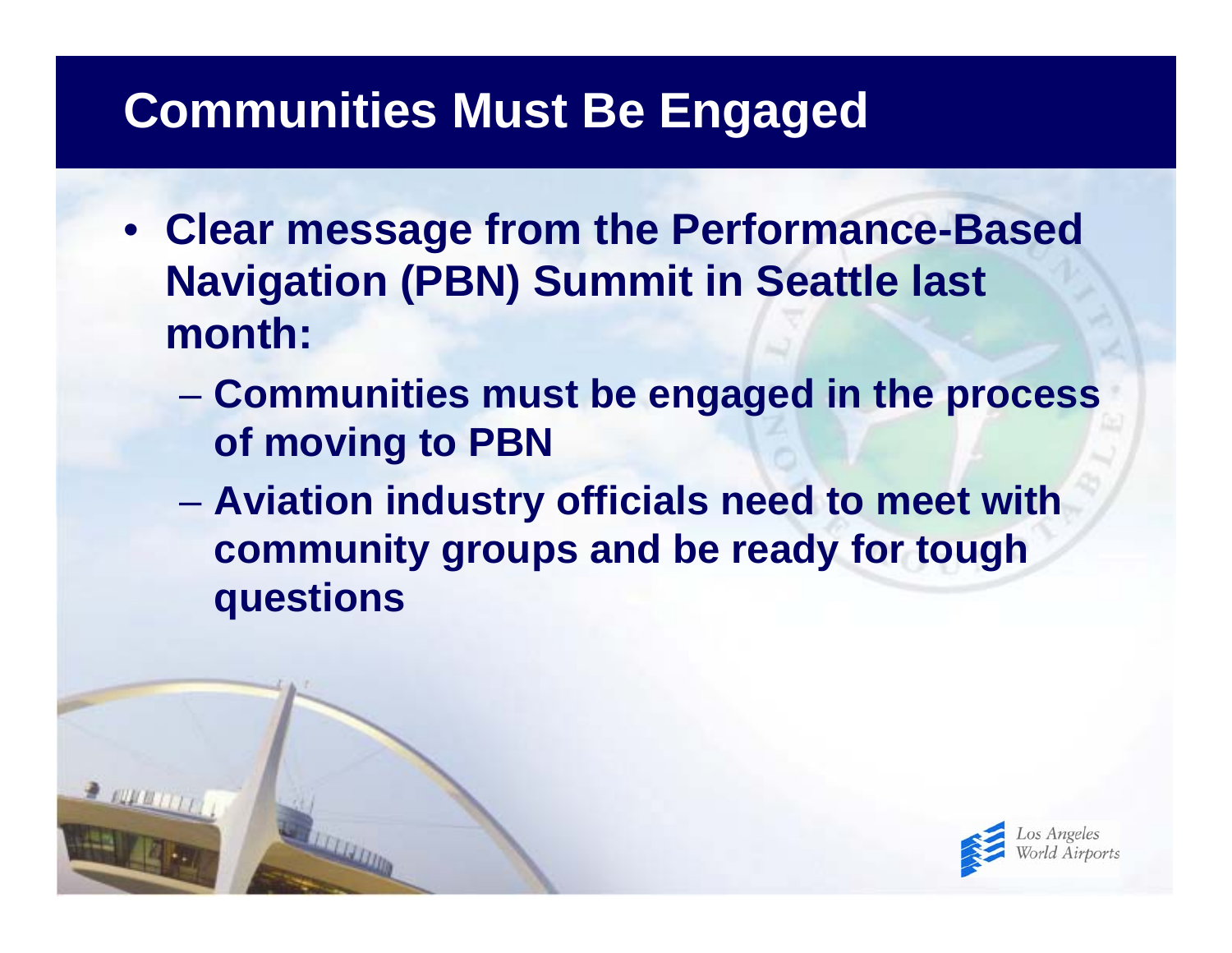# Communities Must Be Engaged

- Clear message from the Performance-Based Navigation (PBN) Summit in Seattle last month:
  - Communities must be engaged in the process of moving to PBN
  - Aviation industry officials need to meet with community groups and be ready for tough questions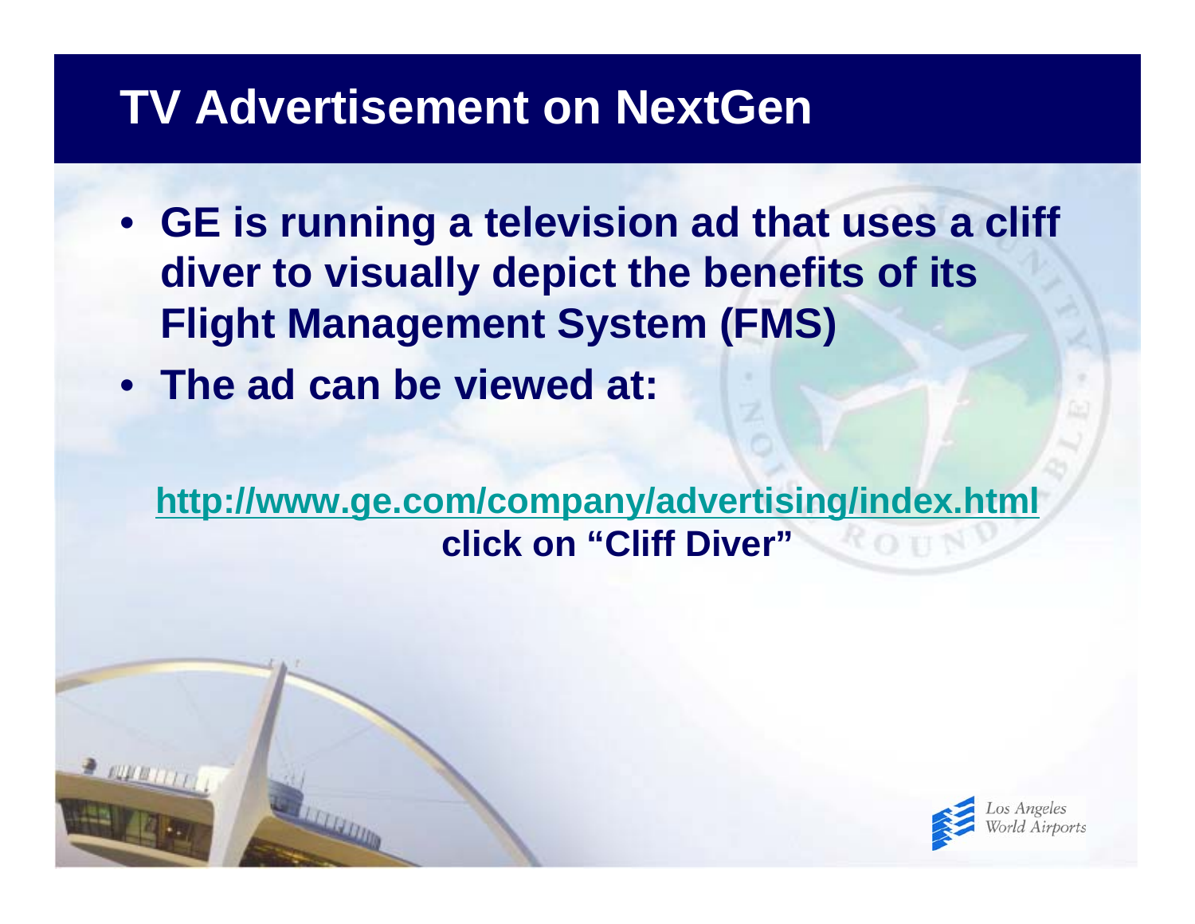# TV Advertisement on NextGen

- **GE is running a television ad that uses a cliff diver to visually depict the benefits of its Flight Management System (FMS)**
- **The ad can be viewed at:**

**http://www.ge.com/company/advertising/index.html**
**click on "Cliff Diver"**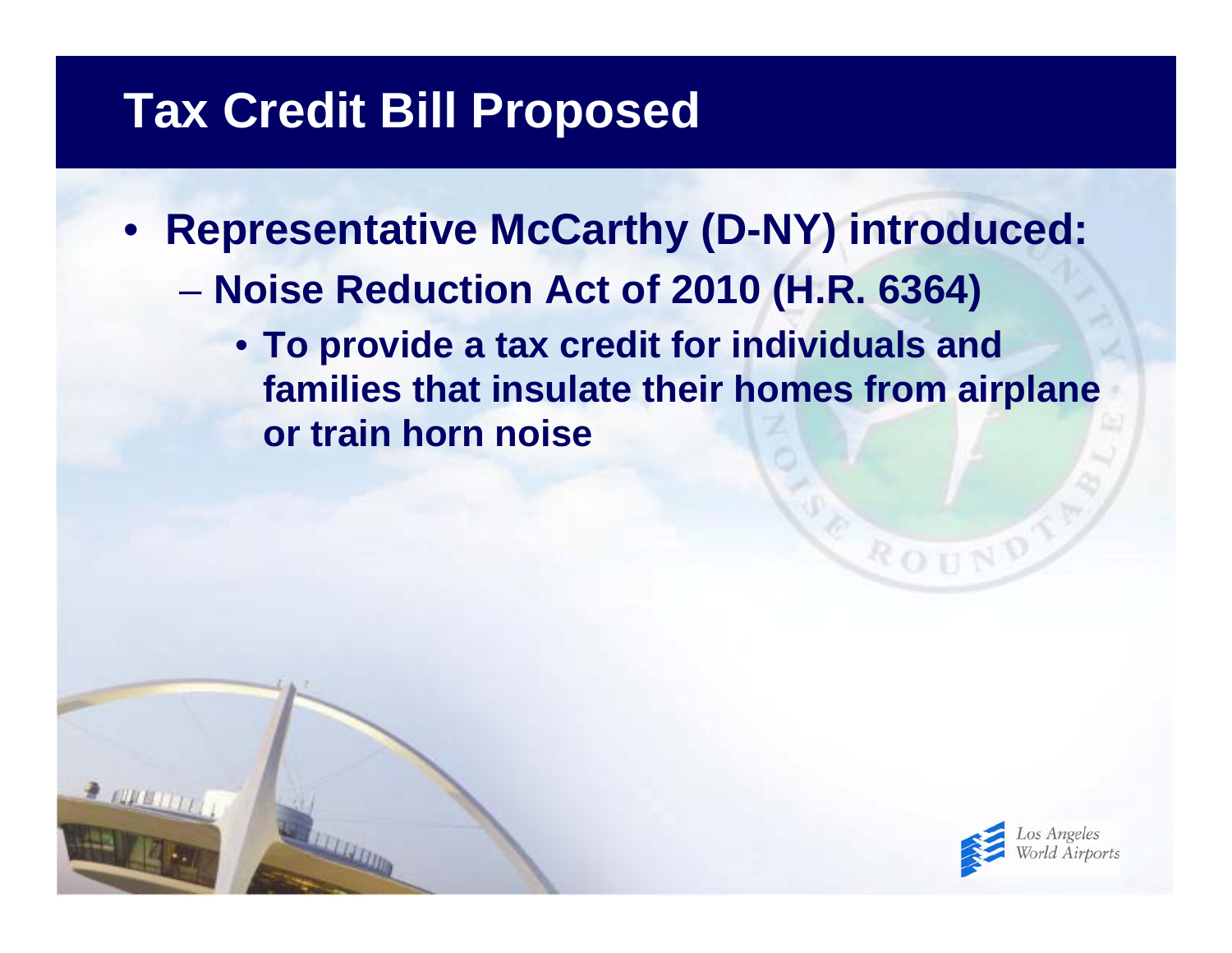# Tax Credit Bill Proposed

- Representative McCarthy (D-NY) introduced:
  - Noise Reduction Act of 2010 (H.R. 6364)
    - To provide a tax credit for individuals and families that insulate their homes from airplane or train horn noise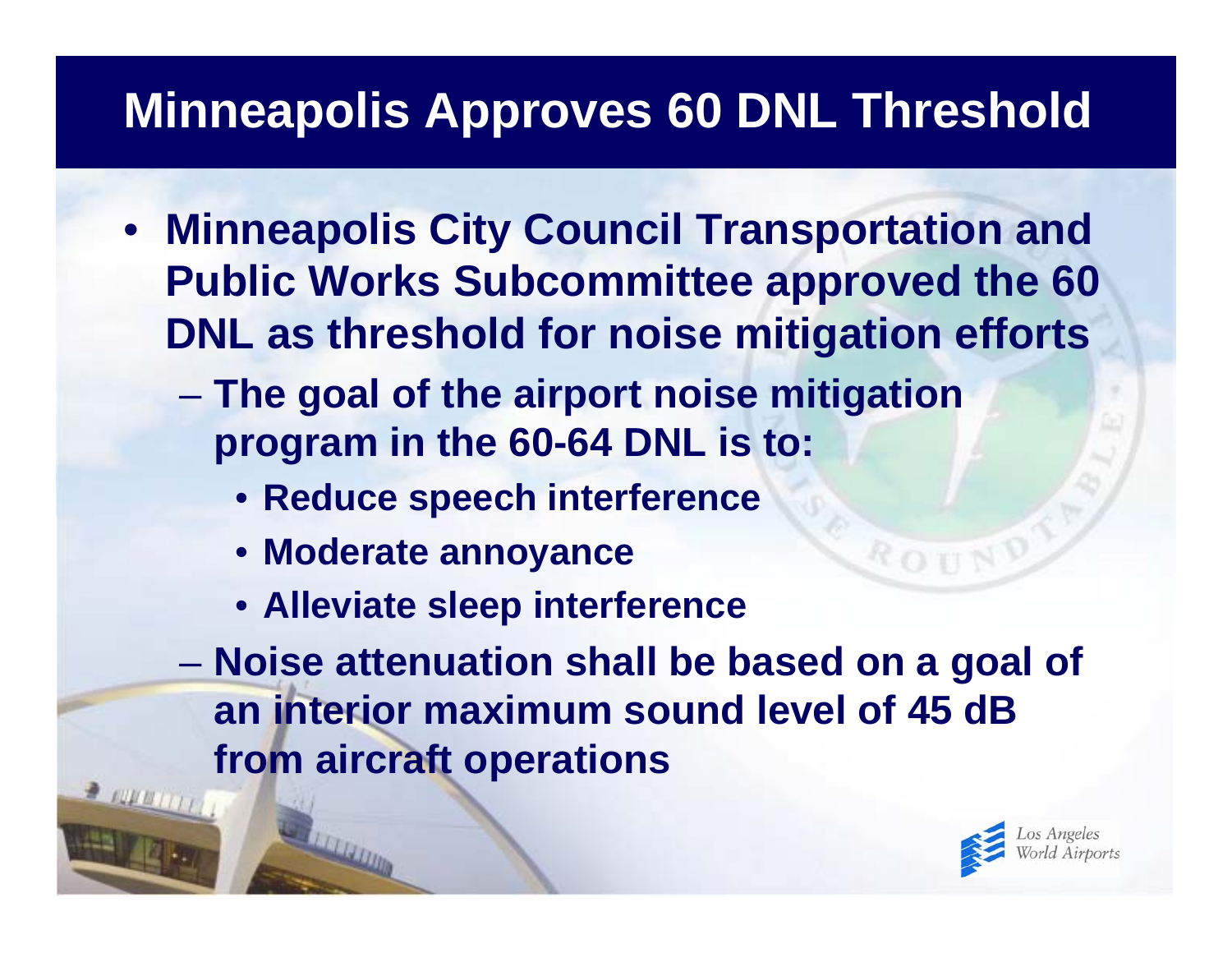# Minneapolis Approves 60 DNL Threshold

- **Minneapolis City Council Transportation and Public Works Subcommittee approved the 60 DNL as threshold for noise mitigation efforts**
  - **The goal of the airport noise mitigation program in the 60-64 DNL is to:**
    - **Reduce speech interference**
    - **Moderate annoyance**
    - **Alleviate sleep interference**
  - **Noise attenuation shall be based on a goal of an interior maximum sound level of 45 dB from aircraft operations**